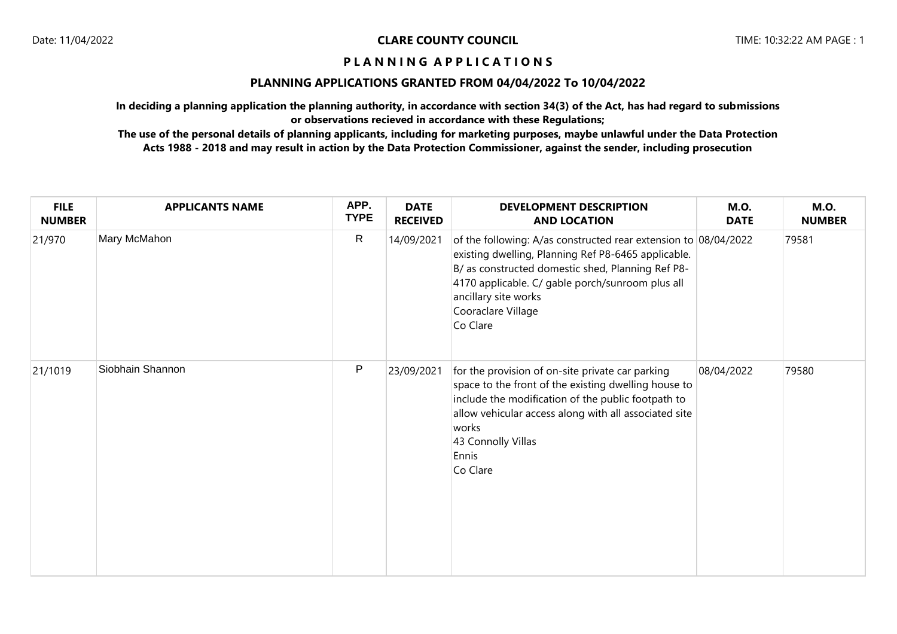# CLARE COUNTY COUNCIL

## PLANNING APPLICATIONS

### PLANNING APPLICATIONS GRANTED FROM 04/04/2022 To 10/04/2022

**In deciding a planning application the planning authority, in accordance with section 34(3) of the Act, has had regard to submissions or observations recieved in accordance with these Regulations;**

**The use of the personal details of planning applicants, including for marketing purposes, maybe unlawful under the Data Protection Acts 1988 - 2018 and may result in action by the Data Protection Commissioner, against the sender, including prosecution**

| FILE NUMBER | APPLICANTS NAME | APP. TYPE | DATE RECEIVED | DEVELOPMENT DESCRIPTION AND LOCATION | M.O. DATE | M.O. NUMBER |
|---|---|---|---|---|---|---|
| 21/970 | Mary McMahon | R | 14/09/2021 | of the following: A/as constructed rear extension to existing dwelling, Planning Ref P8-6465 applicable. B/ as constructed domestic shed, Planning Ref P8-4170 applicable. C/ gable porch/sunroom plus all ancillary site works<br>Cooraclare Village<br>Co Clare | 08/04/2022 | 79581 |
| 21/1019 | Siobhain Shannon | P | 23/09/2021 | for the provision of on-site private car parking space to the front of the existing dwelling house to include the modification of the public footpath to allow vehicular access along with all associated site works<br>43 Connolly Villas<br>Ennis<br>Co Clare | 08/04/2022 | 79580 |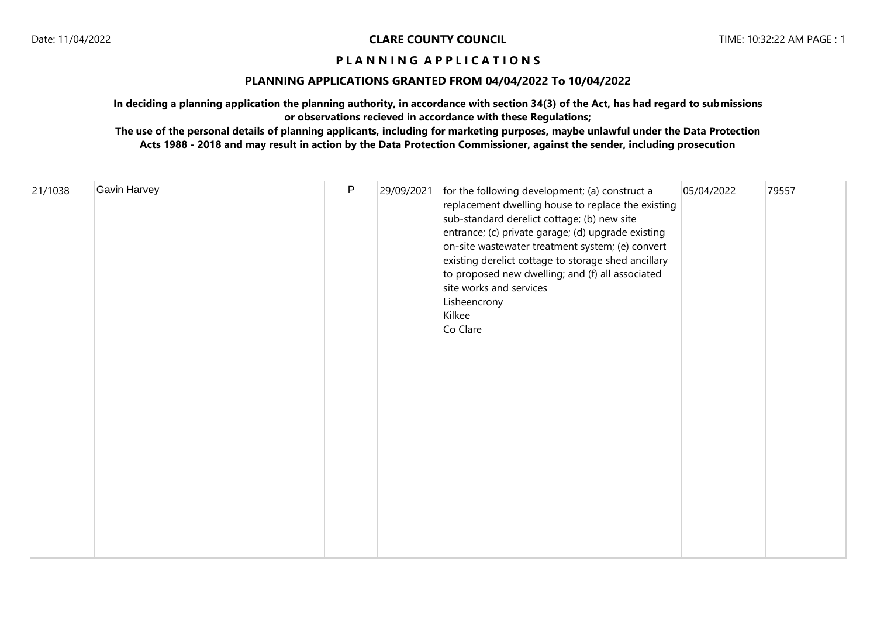**CLARE COUNTY COUNCIL**

**P L A N N I N G A P P L I C A T I O N S**

## PLANNING APPLICATIONS GRANTED FROM 04/04/2022 To 10/04/2022

**In deciding a planning application the planning authority, in accordance with section 34(3) of the Act, has had regard to submissions or observations recieved in accordance with these Regulations;**

**The use of the personal details of planning applicants, including for marketing purposes, maybe unlawful under the Data Protection Acts 1988 - 2018 and may result in action by the Data Protection Commissioner, against the sender, including prosecution**

| | | | | | | |
|---|---|---|---|---|---|---|
| 21/1038 | Gavin Harvey | P | 29/09/2021 | for the following development; (a) construct a replacement dwelling house to replace the existing sub-standard derelict cottage; (b) new site entrance; (c) private garage; (d) upgrade existing on-site wastewater treatment system; (e) convert existing derelict cottage to storage shed ancillary to proposed new dwelling; and (f) all associated site works and services<br>Lisheencrony<br>Kilkee<br>Co Clare | 05/04/2022 | 79557 |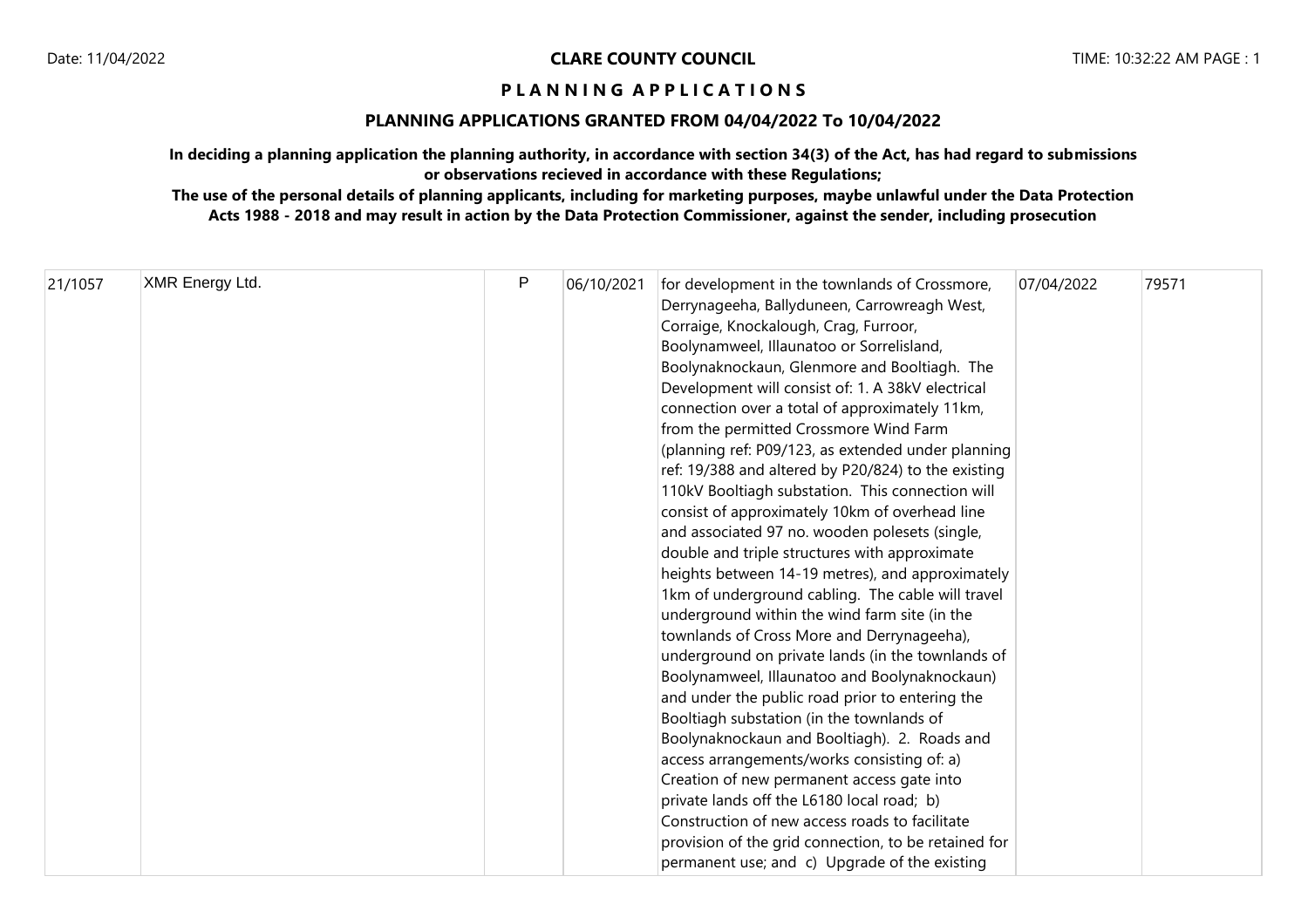**CLARE COUNTY COUNCIL**

**P L A N N I N G A P P L I C A T I O N S**

**PLANNING APPLICATIONS GRANTED FROM 04/04/2022 To 10/04/2022**

**In deciding a planning application the planning authority, in accordance with section 34(3) of the Act, has had regard to submissions or observations recieved in accordance with these Regulations;**

**The use of the personal details of planning applicants, including for marketing purposes, maybe unlawful under the Data Protection Acts 1988 - 2018 and may result in action by the Data Protection Commissioner, against the sender, including prosecution**

| | | | | | | |
|---|---|---|---|---|---|---|
| 21/1057 | XMR Energy Ltd. | P | 06/10/2021 | for development in the townlands of Crossmore, Derrynageeha, Ballyduneen, Carrowreagh West, Corraige, Knockalough, Crag, Furroor, Boolynamweel, Illaunatoo or Sorrelisland, Boolynaknockaun, Glenmore and Booltiagh. The Development will consist of: 1. A 38kV electrical connection over a total of approximately 11km, from the permitted Crossmore Wind Farm (planning ref: P09/123, as extended under planning ref: 19/388 and altered by P20/824) to the existing 110kV Booltiagh substation. This connection will consist of approximately 10km of overhead line and associated 97 no. wooden polesets (single, double and triple structures with approximate heights between 14-19 metres), and approximately 1km of underground cabling. The cable will travel underground within the wind farm site (in the townlands of Cross More and Derrynageeha), underground on private lands (in the townlands of Boolynamweel, Illaunatoo and Boolynaknockaun) and under the public road prior to entering the Booltiagh substation (in the townlands of Boolynaknockaun and Booltiagh). 2. Roads and access arrangements/works consisting of: a) Creation of new permanent access gate into private lands off the L6180 local road; b) Construction of new access roads to facilitate provision of the grid connection, to be retained for permanent use; and c) Upgrade of the existing | 07/04/2022 | 79571 |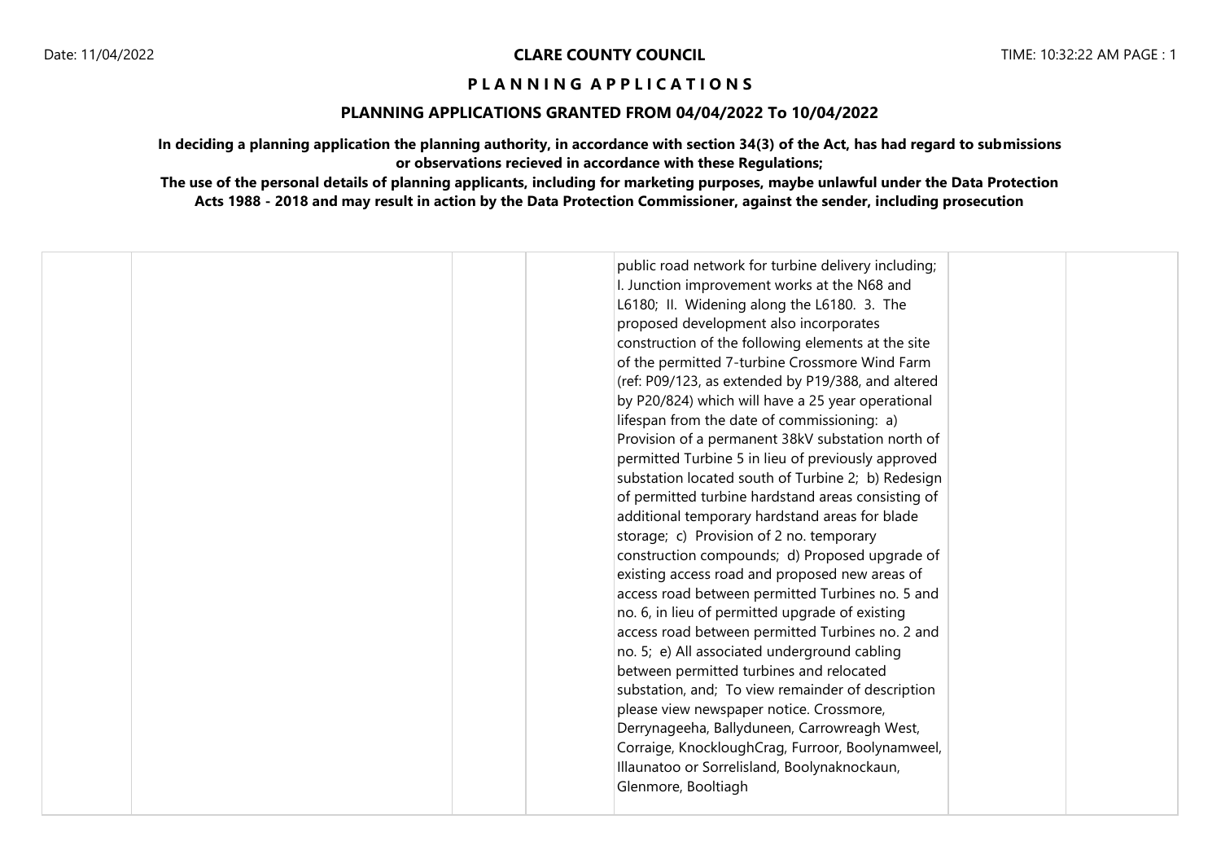**CLARE COUNTY COUNCIL**

**P L A N N I N G A P P L I C A T I O N S**

**PLANNING APPLICATIONS GRANTED FROM 04/04/2022 To 10/04/2022**

**In deciding a planning application the planning authority, in accordance with section 34(3) of the Act, has had regard to submissions or observations recieved in accordance with these Regulations;**

**The use of the personal details of planning applicants, including for marketing purposes, maybe unlawful under the Data Protection Acts 1988 - 2018 and may result in action by the Data Protection Commissioner, against the sender, including prosecution**

| | | | | | | |
|---|---|---|---|---|---|---|
| | | | | public road network for turbine delivery including; I. Junction improvement works at the N68 and L6180; II. Widening along the L6180. 3. The proposed development also incorporates construction of the following elements at the site of the permitted 7-turbine Crossmore Wind Farm (ref: P09/123, as extended by P19/388, and altered by P20/824) which will have a 25 year operational lifespan from the date of commissioning: a) Provision of a permanent 38kV substation north of permitted Turbine 5 in lieu of previously approved substation located south of Turbine 2; b) Redesign of permitted turbine hardstand areas consisting of additional temporary hardstand areas for blade storage; c) Provision of 2 no. temporary construction compounds; d) Proposed upgrade of existing access road and proposed new areas of access road between permitted Turbines no. 5 and no. 6, in lieu of permitted upgrade of existing access road between permitted Turbines no. 2 and no. 5; e) All associated underground cabling between permitted turbines and relocated substation, and; To view remainder of description please view newspaper notice. Crossmore, Derrynageeha, Ballyduneen, Carrowreagh West, Corraige, KnockloughCrag, Furroor, Boolynamweel, Illaunatoo or Sorrelisland, Boolynaknockaun, Glenmore, Booltiagh | | |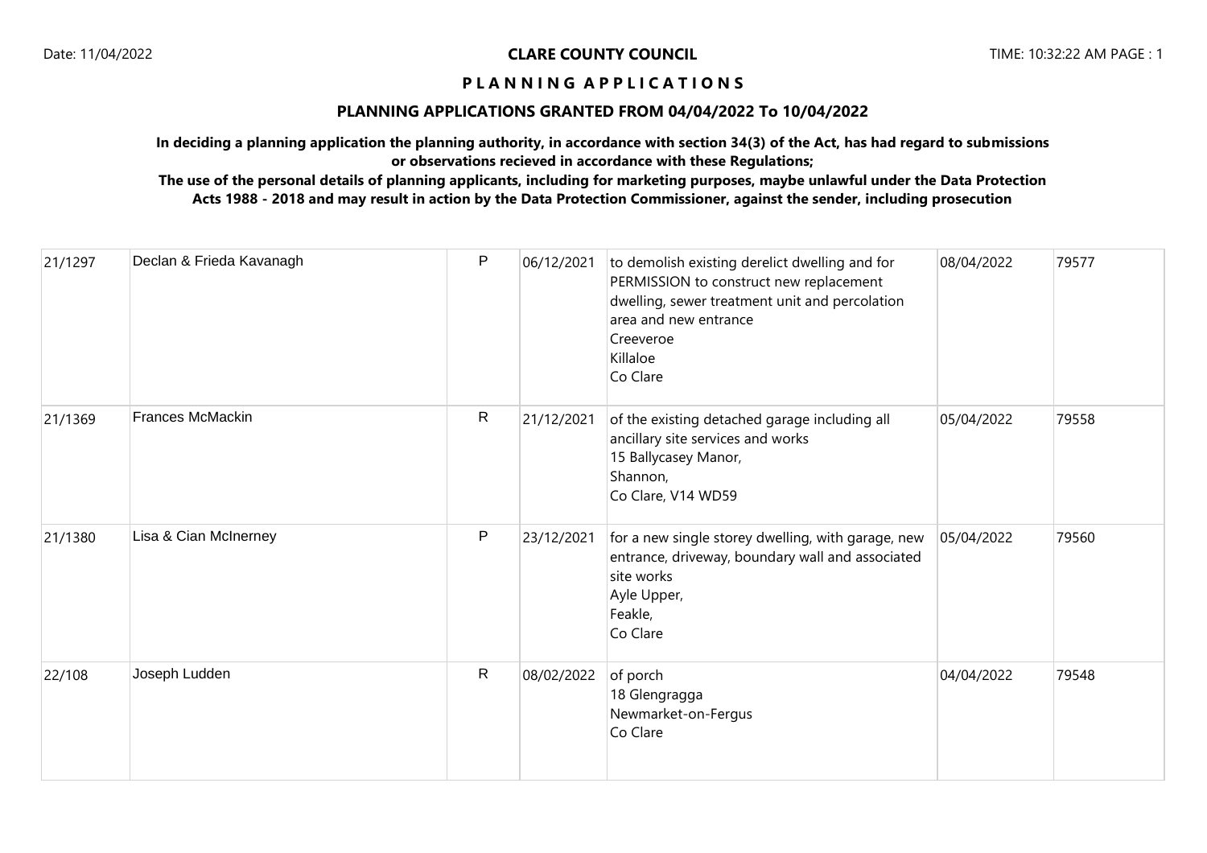**CLARE COUNTY COUNCIL**

**P L A N N I N G A P P L I C A T I O N S**

**PLANNING APPLICATIONS GRANTED FROM 04/04/2022 To 10/04/2022**

**In deciding a planning application the planning authority, in accordance with section 34(3) of the Act, has had regard to submissions or observations recieved in accordance with these Regulations;**

**The use of the personal details of planning applicants, including for marketing purposes, maybe unlawful under the Data Protection Acts 1988 - 2018 and may result in action by the Data Protection Commissioner, against the sender, including prosecution**

| | | | | | | |
|---|---|---|---|---|---|---|
| 21/1297 | Declan & Frieda Kavanagh | P | 06/12/2021 | to demolish existing derelict dwelling and for PERMISSION to construct new replacement dwelling, sewer treatment unit and percolation area and new entrance<br>Creeveroe<br>Killaloe<br>Co Clare | 08/04/2022 | 79577 |
| 21/1369 | Frances McMackin | R | 21/12/2021 | of the existing detached garage including all ancillary site services and works<br>15 Ballycasey Manor,<br>Shannon,<br>Co Clare, V14 WD59 | 05/04/2022 | 79558 |
| 21/1380 | Lisa & Cian McInerney | P | 23/12/2021 | for a new single storey dwelling, with garage, new entrance, driveway, boundary wall and associated site works<br>Ayle Upper,<br>Feakle,<br>Co Clare | 05/04/2022 | 79560 |
| 22/108 | Joseph Ludden | R | 08/02/2022 | of porch<br>18 Glengragga<br>Newmarket-on-Fergus<br>Co Clare | 04/04/2022 | 79548 |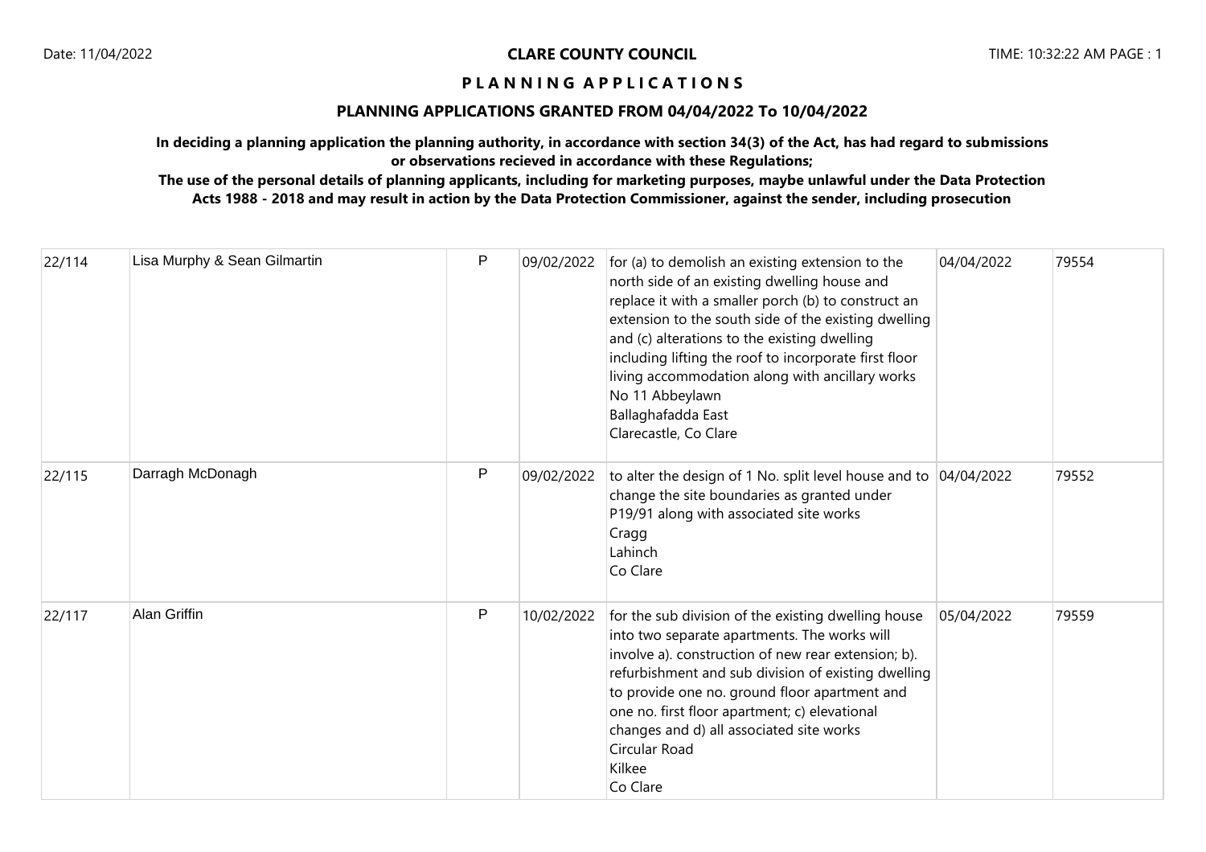## CLARE COUNTY COUNCIL

### P L A N N I N G  A P P L I C A T I O N S

### PLANNING APPLICATIONS GRANTED FROM 04/04/2022 To 10/04/2022

**In deciding a planning application the planning authority, in accordance with section 34(3) of the Act, has had regard to submissions or observations recieved in accordance with these Regulations;**

**The use of the personal details of planning applicants, including for marketing purposes, maybe unlawful under the Data Protection Acts 1988 - 2018 and may result in action by the Data Protection Commissioner, against the sender, including prosecution**

| | | | | | | |
|---|---|---|---|---|---|---|
| 22/114 | Lisa Murphy & Sean Gilmartin | P | 09/02/2022 | for (a) to demolish an existing extension to the north side of an existing dwelling house and replace it with a smaller porch (b) to construct an extension to the south side of the existing dwelling and (c) alterations to the existing dwelling including lifting the roof to incorporate first floor living accommodation along with ancillary works<br>No 11 Abbeylawn<br>Ballaghafadda East<br>Clarecastle, Co Clare | 04/04/2022 | 79554 |
| 22/115 | Darragh McDonagh | P | 09/02/2022 | to alter the design of 1 No. split level house and to change the site boundaries as granted under P19/91 along with associated site works<br>Cragg<br>Lahinch<br>Co Clare | 04/04/2022 | 79552 |
| 22/117 | Alan Griffin | P | 10/02/2022 | for the sub division of the existing dwelling house into two separate apartments. The works will involve a). construction of new rear extension; b). refurbishment and sub division of existing dwelling to provide one no. ground floor apartment and one no. first floor apartment; c) elevational changes and d) all associated site works<br>Circular Road<br>Kilkee<br>Co Clare | 05/04/2022 | 79559 |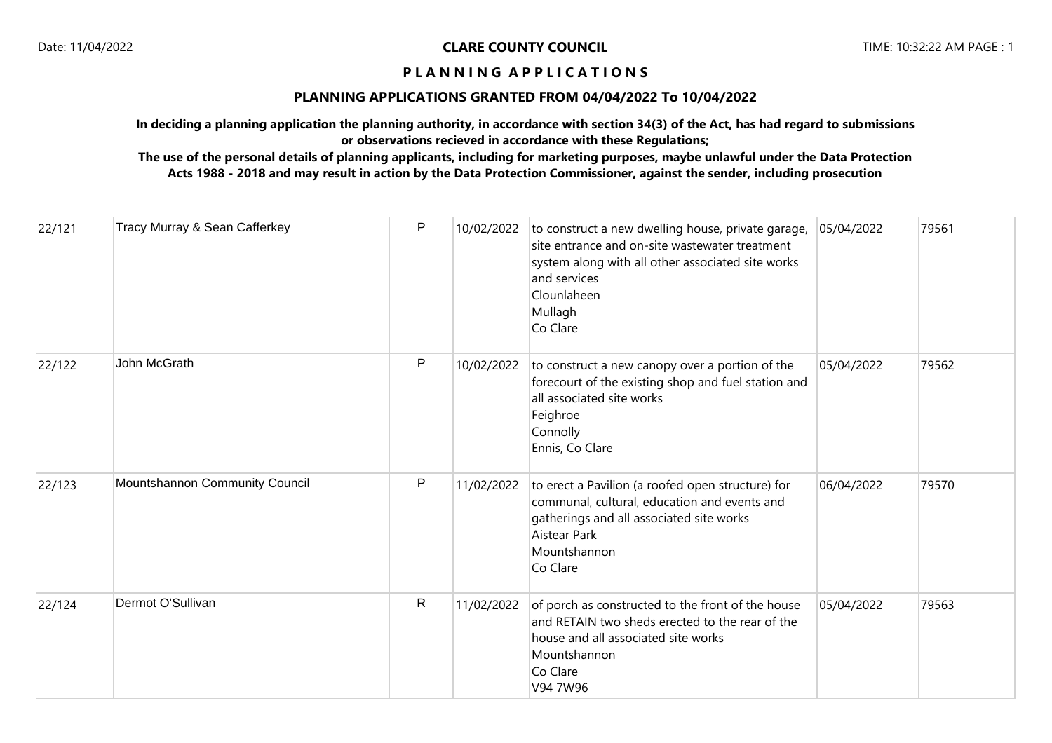# CLARE COUNTY COUNCIL

## P L A N N I N G A P P L I C A T I O N S

## PLANNING APPLICATIONS GRANTED FROM 04/04/2022 To 10/04/2022

**In deciding a planning application the planning authority, in accordance with section 34(3) of the Act, has had regard to submissions or observations recieved in accordance with these Regulations;**

**The use of the personal details of planning applicants, including for marketing purposes, maybe unlawful under the Data Protection Acts 1988 - 2018 and may result in action by the Data Protection Commissioner, against the sender, including prosecution**

| | | | | | | |
|---|---|---|---|---|---|---|
| 22/121 | Tracy Murray & Sean Cafferkey | P | 10/02/2022 | to construct a new dwelling house, private garage, site entrance and on-site wastewater treatment system along with all other associated site works and services<br>Clounlaheen<br>Mullagh<br>Co Clare | 05/04/2022 | 79561 |
| 22/122 | John McGrath | P | 10/02/2022 | to construct a new canopy over a portion of the forecourt of the existing shop and fuel station and all associated site works<br>Feighroe<br>Connolly<br>Ennis, Co Clare | 05/04/2022 | 79562 |
| 22/123 | Mountshannon Community Council | P | 11/02/2022 | to erect a Pavilion (a roofed open structure) for communal, cultural, education and events and gatherings and all associated site works<br>Aistear Park<br>Mountshannon<br>Co Clare | 06/04/2022 | 79570 |
| 22/124 | Dermot O'Sullivan | R | 11/02/2022 | of porch as constructed to the front of the house and RETAIN two sheds erected to the rear of the house and all associated site works<br>Mountshannon<br>Co Clare<br>V94 7W96 | 05/04/2022 | 79563 |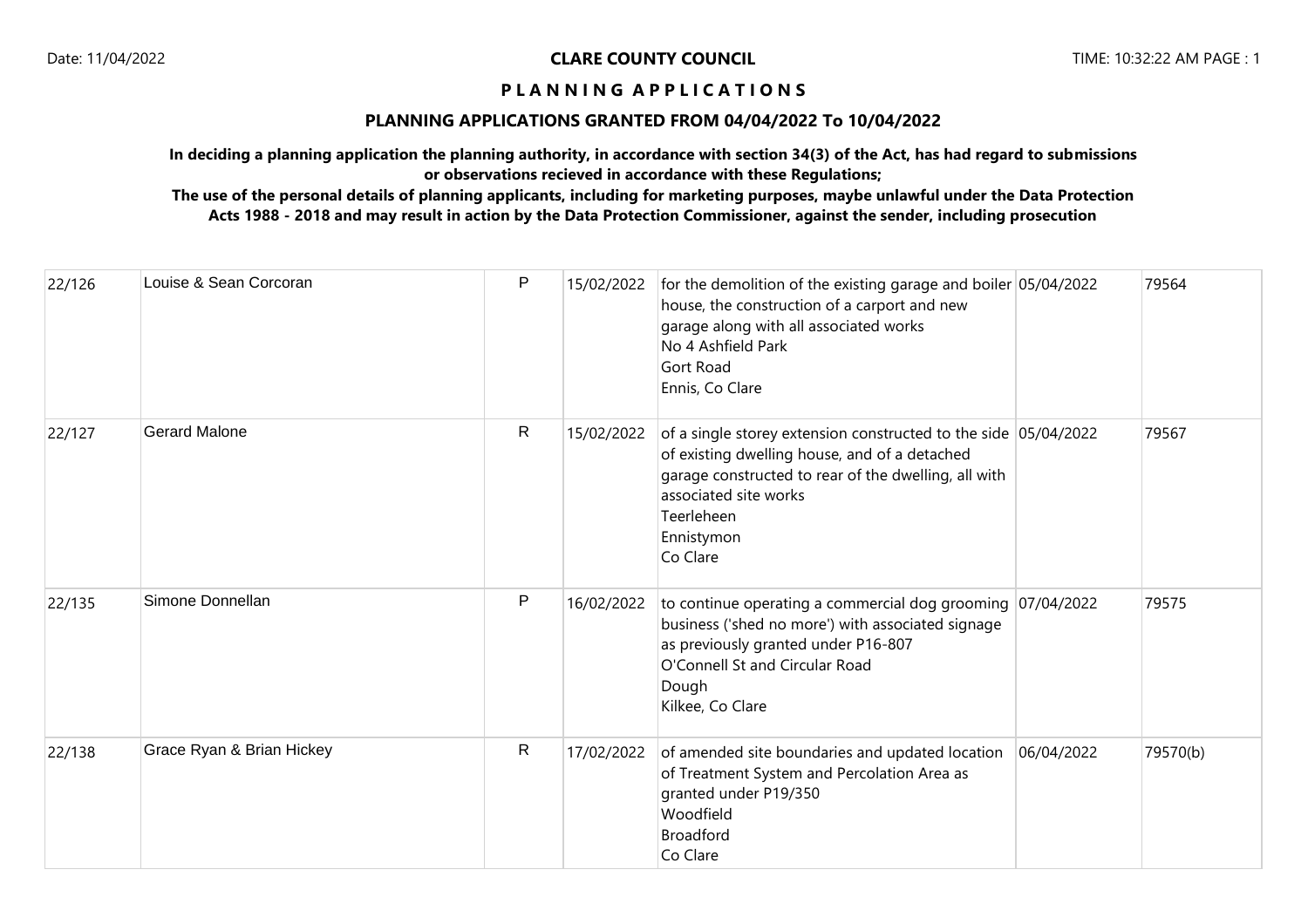**CLARE COUNTY COUNCIL**

**P L A N N I N G   A P P L I C A T I O N S**

**PLANNING APPLICATIONS GRANTED FROM 04/04/2022 To 10/04/2022**

**In deciding a planning application the planning authority, in accordance with section 34(3) of the Act, has had regard to submissions or observations recieved in accordance with these Regulations;**

**The use of the personal details of planning applicants, including for marketing purposes, maybe unlawful under the Data Protection Acts 1988 - 2018 and may result in action by the Data Protection Commissioner, against the sender, including prosecution**

| | | | | | | |
|---|---|---|---|---|---|---|
| 22/126 | Louise & Sean Corcoran | P | 15/02/2022 | for the demolition of the existing garage and boiler house, the construction of a carport and new garage along with all associated works<br>No 4 Ashfield Park<br>Gort Road<br>Ennis, Co Clare | 05/04/2022 | 79564 |
| 22/127 | Gerard Malone | R | 15/02/2022 | of a single storey extension constructed to the side of existing dwelling house, and of a detached garage constructed to rear of the dwelling, all with associated site works<br>Teerleheen<br>Ennistymon<br>Co Clare | 05/04/2022 | 79567 |
| 22/135 | Simone Donnellan | P | 16/02/2022 | to continue operating a commercial dog grooming business ('shed no more') with associated signage as previously granted under P16-807<br>O'Connell St and Circular Road<br>Dough<br>Kilkee, Co Clare | 07/04/2022 | 79575 |
| 22/138 | Grace Ryan & Brian Hickey | R | 17/02/2022 | of amended site boundaries and updated location of Treatment System and Percolation Area as granted under P19/350<br>Woodfield<br>Broadford<br>Co Clare | 06/04/2022 | 79570(b) |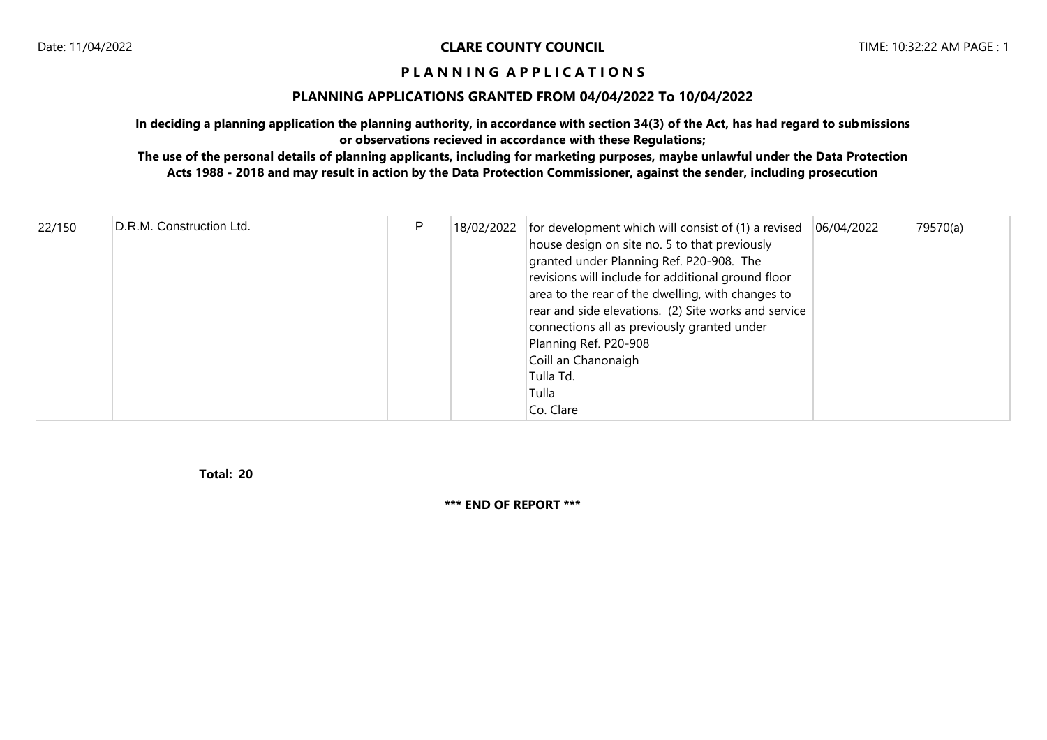**CLARE COUNTY COUNCIL**

**P L A N N I N G   A P P L I C A T I O N S**

**PLANNING APPLICATIONS GRANTED FROM 04/04/2022 To 10/04/2022**

**In deciding a planning application the planning authority, in accordance with section 34(3) of the Act, has had regard to submissions or observations recieved in accordance with these Regulations;**

**The use of the personal details of planning applicants, including for marketing purposes, maybe unlawful under the Data Protection Acts 1988 - 2018 and may result in action by the Data Protection Commissioner, against the sender, including prosecution**

| | | | | | | |
|---|---|---|---|---|---|---|
| 22/150 | D.R.M. Construction Ltd. | P | 18/02/2022 | for development which will consist of (1) a revised house design on site no. 5 to that previously granted under Planning Ref. P20-908. The revisions will include for additional ground floor area to the rear of the dwelling, with changes to rear and side elevations. (2) Site works and service connections all as previously granted under Planning Ref. P20-908<br>Coill an Chanonaigh<br>Tulla Td.<br>Tulla<br>Co. Clare | 06/04/2022 | 79570(a) |

**Total: 20**

**\*\*\* END OF REPORT \*\*\***